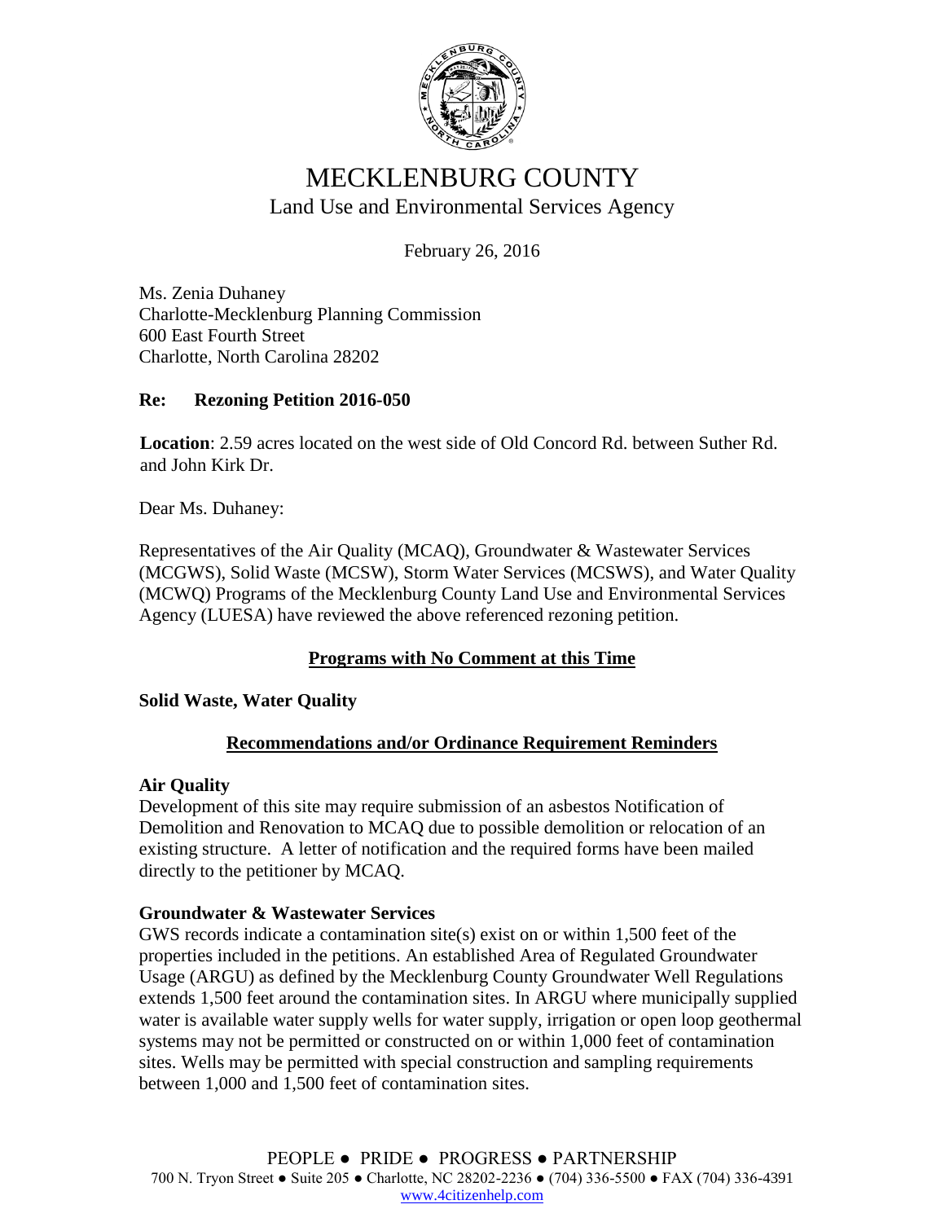# MECKLENBURG COUNTY

## Land Use and Environmental Services Agency

February 26, 2016

Ms. Zenia Duhaney
Charlotte-Mecklenburg Planning Commission
600 East Fourth Street
Charlotte, North Carolina 28202

**Re: Rezoning Petition 2016-050**

**Location**: 2.59 acres located on the west side of Old Concord Rd. between Suther Rd. and John Kirk Dr.

Dear Ms. Duhaney:

Representatives of the Air Quality (MCAQ), Groundwater & Wastewater Services (MCGWS), Solid Waste (MCSW), Storm Water Services (MCSWS), and Water Quality (MCWQ) Programs of the Mecklenburg County Land Use and Environmental Services Agency (LUESA) have reviewed the above referenced rezoning petition.

**Programs with No Comment at this Time**

**Solid Waste, Water Quality**

**Recommendations and/or Ordinance Requirement Reminders**

**Air Quality**
Development of this site may require submission of an asbestos Notification of Demolition and Renovation to MCAQ due to possible demolition or relocation of an existing structure. A letter of notification and the required forms have been mailed directly to the petitioner by MCAQ.

**Groundwater & Wastewater Services**
GWS records indicate a contamination site(s) exist on or within 1,500 feet of the properties included in the petitions. An established Area of Regulated Groundwater Usage (ARGU) as defined by the Mecklenburg County Groundwater Well Regulations extends 1,500 feet around the contamination sites. In ARGU where municipally supplied water is available water supply wells for water supply, irrigation or open loop geothermal systems may not be permitted or constructed on or within 1,000 feet of contamination sites. Wells may be permitted with special construction and sampling requirements between 1,000 and 1,500 feet of contamination sites.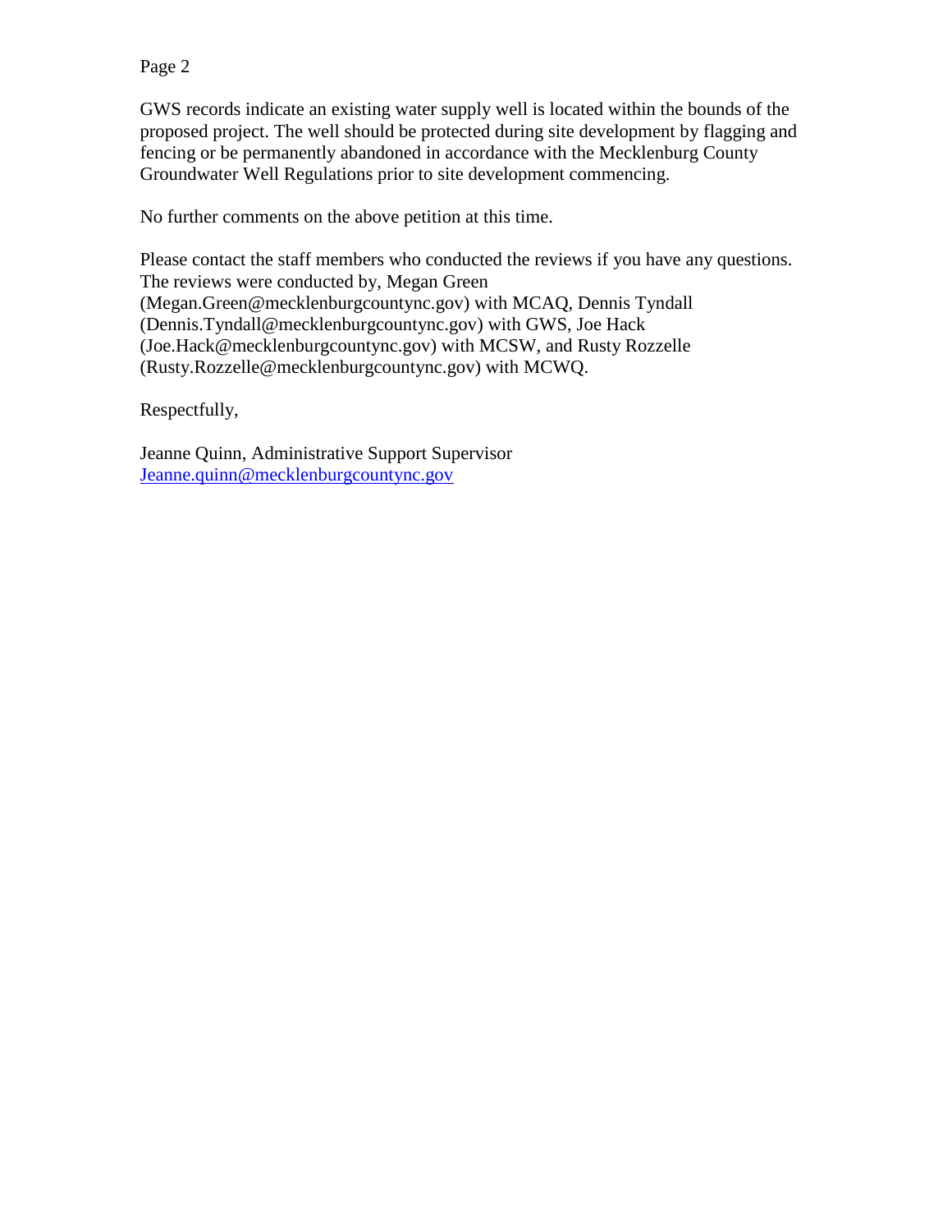GWS records indicate an existing water supply well is located within the bounds of the proposed project. The well should be protected during site development by flagging and fencing or be permanently abandoned in accordance with the Mecklenburg County Groundwater Well Regulations prior to site development commencing.

No further comments on the above petition at this time.

Please contact the staff members who conducted the reviews if you have any questions. The reviews were conducted by, Megan Green (Megan.Green@mecklenburgcountync.gov) with MCAQ, Dennis Tyndall (Dennis.Tyndall@mecklenburgcountync.gov) with GWS, Joe Hack (Joe.Hack@mecklenburgcountync.gov) with MCSW, and Rusty Rozzelle (Rusty.Rozzelle@mecklenburgcountync.gov) with MCWQ.

Respectfully,

Jeanne Quinn, Administrative Support Supervisor
Jeanne.quinn@mecklenburgcountync.gov